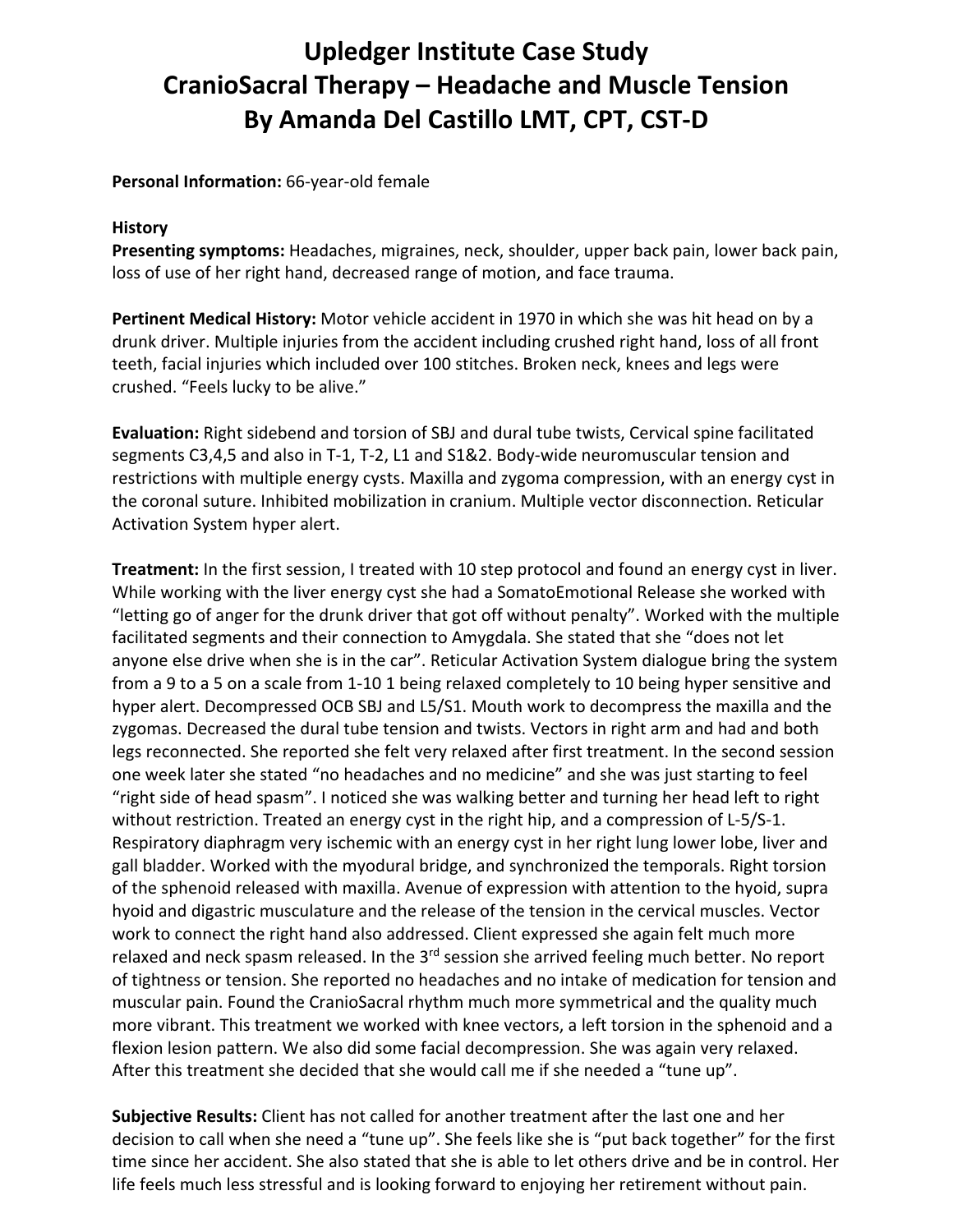# Upledger Institute Case Study
# CranioSacral Therapy – Headache and Muscle Tension
# By Amanda Del Castillo LMT, CPT, CST-D

**Personal Information:** 66-year-old female

**History**

**Presenting symptoms:** Headaches, migraines, neck, shoulder, upper back pain, lower back pain, loss of use of her right hand, decreased range of motion, and face trauma.

**Pertinent Medical History:** Motor vehicle accident in 1970 in which she was hit head on by a drunk driver. Multiple injuries from the accident including crushed right hand, loss of all front teeth, facial injuries which included over 100 stitches. Broken neck, knees and legs were crushed. "Feels lucky to be alive."

**Evaluation:** Right sidebend and torsion of SBJ and dural tube twists, Cervical spine facilitated segments C3,4,5 and also in T-1, T-2, L1 and S1&2. Body-wide neuromuscular tension and restrictions with multiple energy cysts. Maxilla and zygoma compression, with an energy cyst in the coronal suture. Inhibited mobilization in cranium. Multiple vector disconnection. Reticular Activation System hyper alert.

**Treatment:** In the first session, I treated with 10 step protocol and found an energy cyst in liver. While working with the liver energy cyst she had a SomatoEmotional Release she worked with "letting go of anger for the drunk driver that got off without penalty". Worked with the multiple facilitated segments and their connection to Amygdala. She stated that she "does not let anyone else drive when she is in the car". Reticular Activation System dialogue bring the system from a 9 to a 5 on a scale from 1-10 1 being relaxed completely to 10 being hyper sensitive and hyper alert. Decompressed OCB SBJ and L5/S1. Mouth work to decompress the maxilla and the zygomas. Decreased the dural tube tension and twists. Vectors in right arm and had and both legs reconnected. She reported she felt very relaxed after first treatment. In the second session one week later she stated "no headaches and no medicine" and she was just starting to feel "right side of head spasm". I noticed she was walking better and turning her head left to right without restriction. Treated an energy cyst in the right hip, and a compression of L-5/S-1. Respiratory diaphragm very ischemic with an energy cyst in her right lung lower lobe, liver and gall bladder. Worked with the myodural bridge, and synchronized the temporals. Right torsion of the sphenoid released with maxilla. Avenue of expression with attention to the hyoid, supra hyoid and digastric musculature and the release of the tension in the cervical muscles. Vector work to connect the right hand also addressed. Client expressed she again felt much more relaxed and neck spasm released. In the 3rd session she arrived feeling much better. No report of tightness or tension. She reported no headaches and no intake of medication for tension and muscular pain. Found the CranioSacral rhythm much more symmetrical and the quality much more vibrant. This treatment we worked with knee vectors, a left torsion in the sphenoid and a flexion lesion pattern. We also did some facial decompression. She was again very relaxed. After this treatment she decided that she would call me if she needed a "tune up".

**Subjective Results:** Client has not called for another treatment after the last one and her decision to call when she need a "tune up". She feels like she is "put back together" for the first time since her accident. She also stated that she is able to let others drive and be in control. Her life feels much less stressful and is looking forward to enjoying her retirement without pain.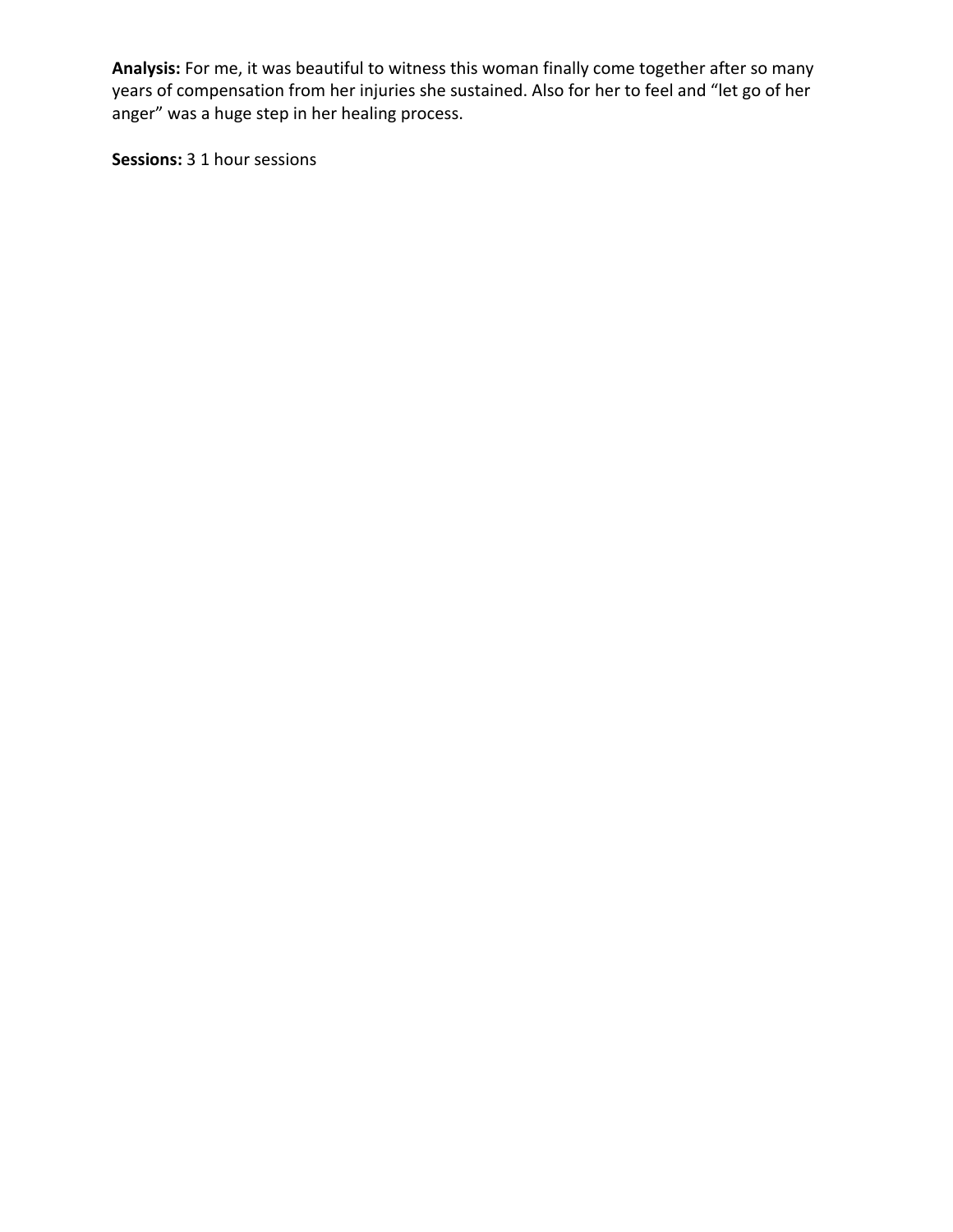**Analysis:** For me, it was beautiful to witness this woman finally come together after so many years of compensation from her injuries she sustained. Also for her to feel and "let go of her anger" was a huge step in her healing process.

**Sessions:** 3 1 hour sessions